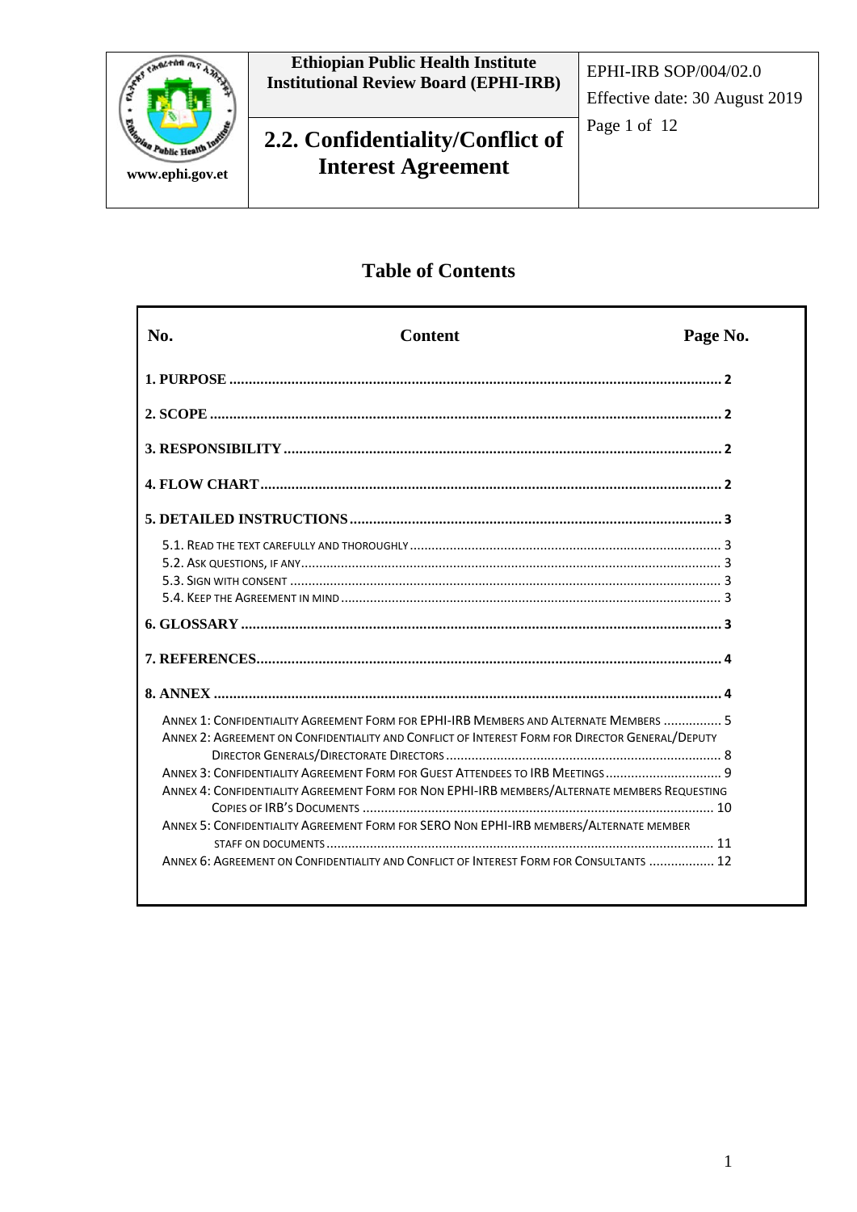| | Ethiopian Public Health Institute Institutional Review Board (EPHI-IRB) | EPHI-IRB SOP/004/02.0 Effective date: 30 August 2019 Page 1 of 12 |
|---|---|---|
| www.ephi.gov.et | **2.2. Confidentiality/Conflict of Interest Agreement** | |

## Table of Contents

| No. | Content | Page No. |
|---|---|---|
| **1. PURPOSE** | | **2** |
| **2. SCOPE** | | **2** |
| **3. RESPONSIBILITY** | | **2** |
| **4. FLOW CHART** | | **2** |
| **5. DETAILED INSTRUCTIONS** | | **3** |
| 5.1. Read the text carefully and thoroughly | | 3 |
| 5.2. Ask questions, if any | | 3 |
| 5.3. Sign with consent | | 3 |
| 5.4. Keep the agreement in mind | | 3 |
| **6. GLOSSARY** | | **3** |
| **7. REFERENCES** | | **4** |
| **8. ANNEX** | | **4** |
| Annex 1: Confidentiality Agreement Form for EPHI-IRB Members and Alternate Members | | 5 |
| Annex 2: Agreement on Confidentiality and Conflict of Interest Form for Director General/Deputy Director Generals/Directorate Directors | | 8 |
| Annex 3: Confidentiality Agreement Form for Guest Attendees to IRB Meetings | | 9 |
| Annex 4: Confidentiality Agreement Form for Non EPHI-IRB members/Alternate members Requesting Copies of IRB's Documents | | 10 |
| Annex 5: Confidentiality Agreement Form for SERO Non EPHI-IRB members/Alternate member staff on documents | | 11 |
| Annex 6: Agreement on Confidentiality and Conflict of Interest Form for Consultants | | 12 |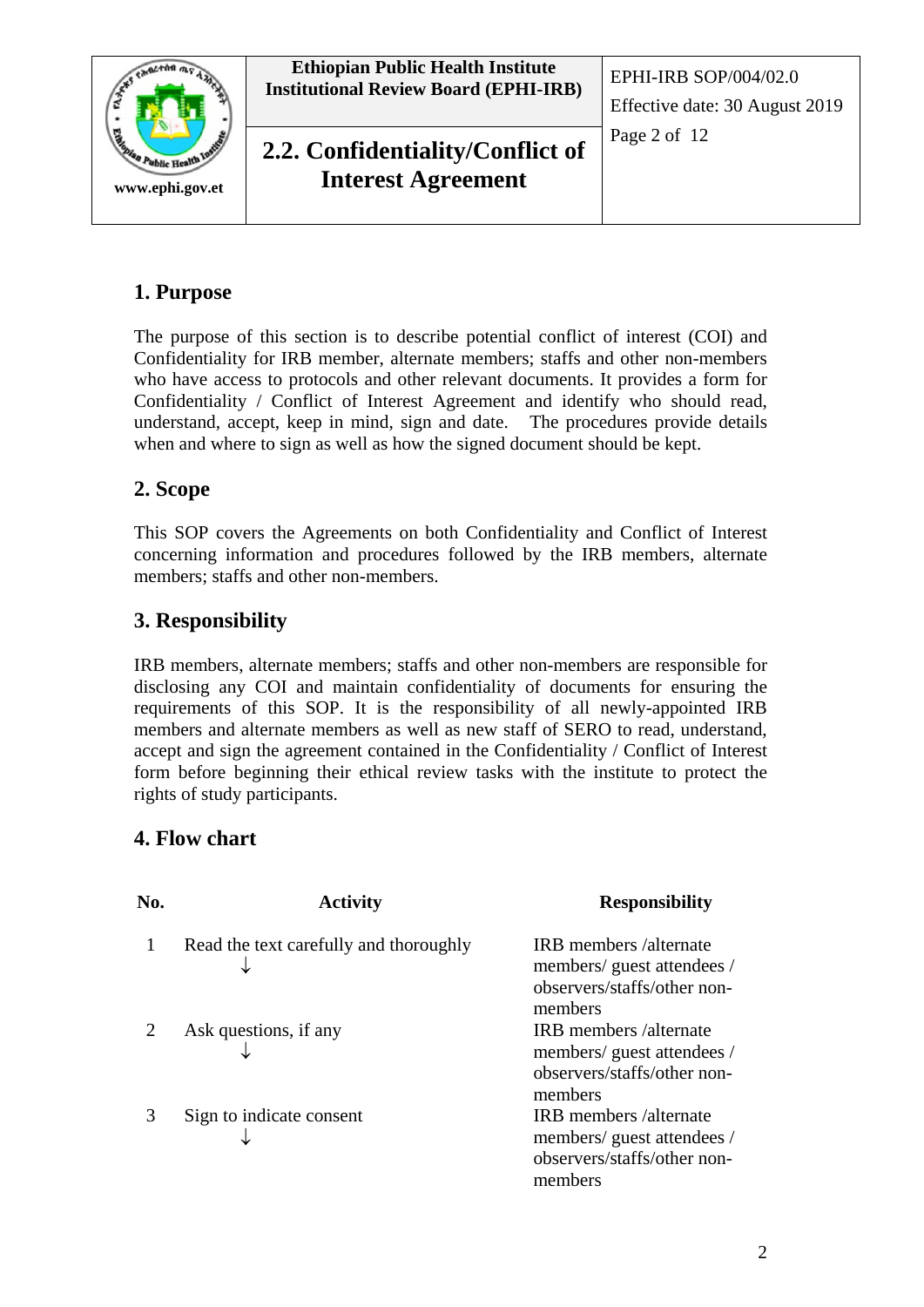## 1. Purpose

The purpose of this section is to describe potential conflict of interest (COI) and Confidentiality for IRB member, alternate members; staffs and other non-members who have access to protocols and other relevant documents. It provides a form for Confidentiality / Conflict of Interest Agreement and identify who should read, understand, accept, keep in mind, sign and date. The procedures provide details when and where to sign as well as how the signed document should be kept.

## 2. Scope

This SOP covers the Agreements on both Confidentiality and Conflict of Interest concerning information and procedures followed by the IRB members, alternate members; staffs and other non-members.

## 3. Responsibility

IRB members, alternate members; staffs and other non-members are responsible for disclosing any COI and maintain confidentiality of documents for ensuring the requirements of this SOP. It is the responsibility of all newly-appointed IRB members and alternate members as well as new staff of SERO to read, understand, accept and sign the agreement contained in the Confidentiality / Conflict of Interest form before beginning their ethical review tasks with the institute to protect the rights of study participants.

## 4. Flow chart

| No. | Activity | Responsibility |
|---|---|---|
| 1 | Read the text carefully and thoroughly<br>↓ | IRB members /alternate members/ guest attendees / observers/staffs/other non-members |
| 2 | Ask questions, if any<br>↓ | IRB members /alternate members/ guest attendees / observers/staffs/other non-members |
| 3 | Sign to indicate consent<br>↓ | IRB members /alternate members/ guest attendees / observers/staffs/other non-members |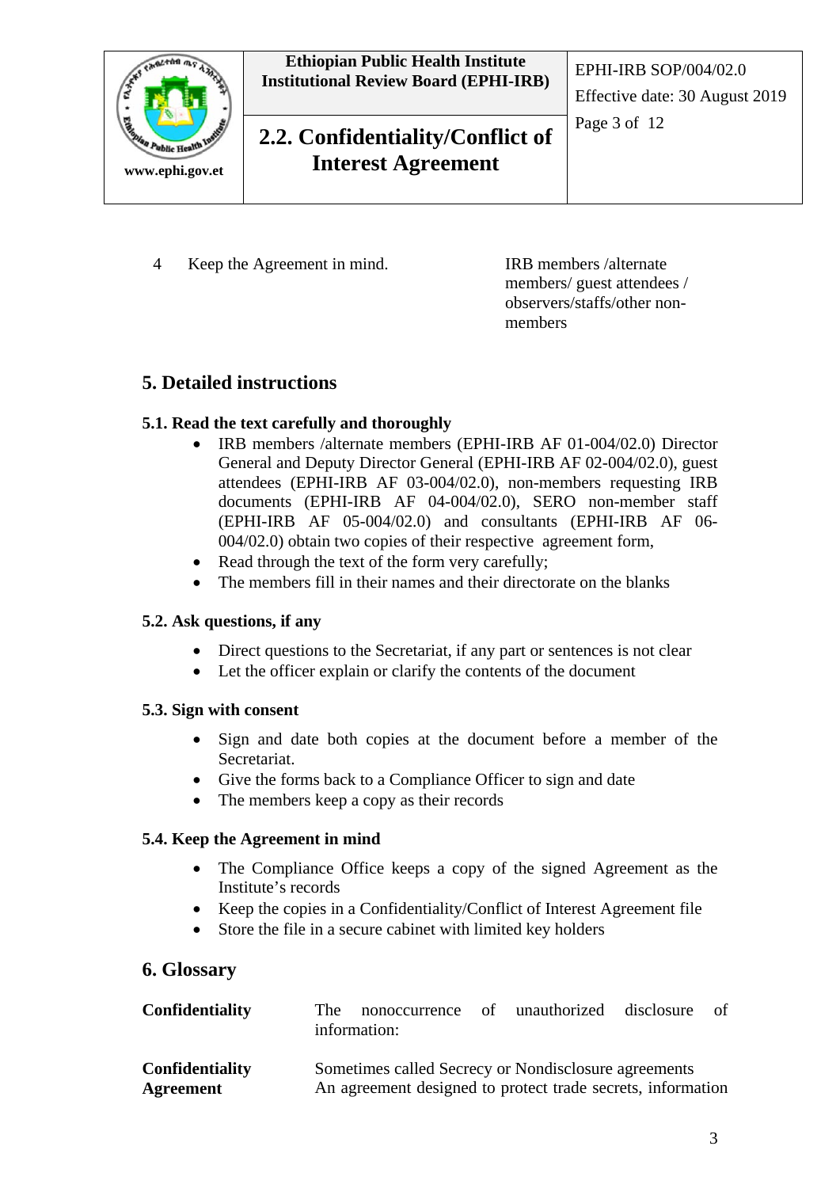| 4 | Keep the Agreement in mind. | IRB members /alternate members/ guest attendees / observers/staffs/other non-members |
|---|---|---|

## 5. Detailed instructions

### 5.1. Read the text carefully and thoroughly

- IRB members /alternate members (EPHI-IRB AF 01-004/02.0) Director General and Deputy Director General (EPHI-IRB AF 02-004/02.0), guest attendees (EPHI-IRB AF 03-004/02.0), non-members requesting IRB documents (EPHI-IRB AF 04-004/02.0), SERO non-member staff (EPHI-IRB AF 05-004/02.0) and consultants (EPHI-IRB AF 06-004/02.0) obtain two copies of their respective agreement form,
- Read through the text of the form very carefully;
- The members fill in their names and their directorate on the blanks

### 5.2. Ask questions, if any

- Direct questions to the Secretariat, if any part or sentences is not clear
- Let the officer explain or clarify the contents of the document

### 5.3. Sign with consent

- Sign and date both copies at the document before a member of the Secretariat.
- Give the forms back to a Compliance Officer to sign and date
- The members keep a copy as their records

### 5.4. Keep the Agreement in mind

- The Compliance Office keeps a copy of the signed Agreement as the Institute's records
- Keep the copies in a Confidentiality/Conflict of Interest Agreement file
- Store the file in a secure cabinet with limited key holders

## 6. Glossary

| | |
|---|---|
| **Confidentiality** | The nonoccurrence of unauthorized disclosure of information: |
| **Confidentiality Agreement** | Sometimes called Secrecy or Nondisclosure agreements An agreement designed to protect trade secrets, information |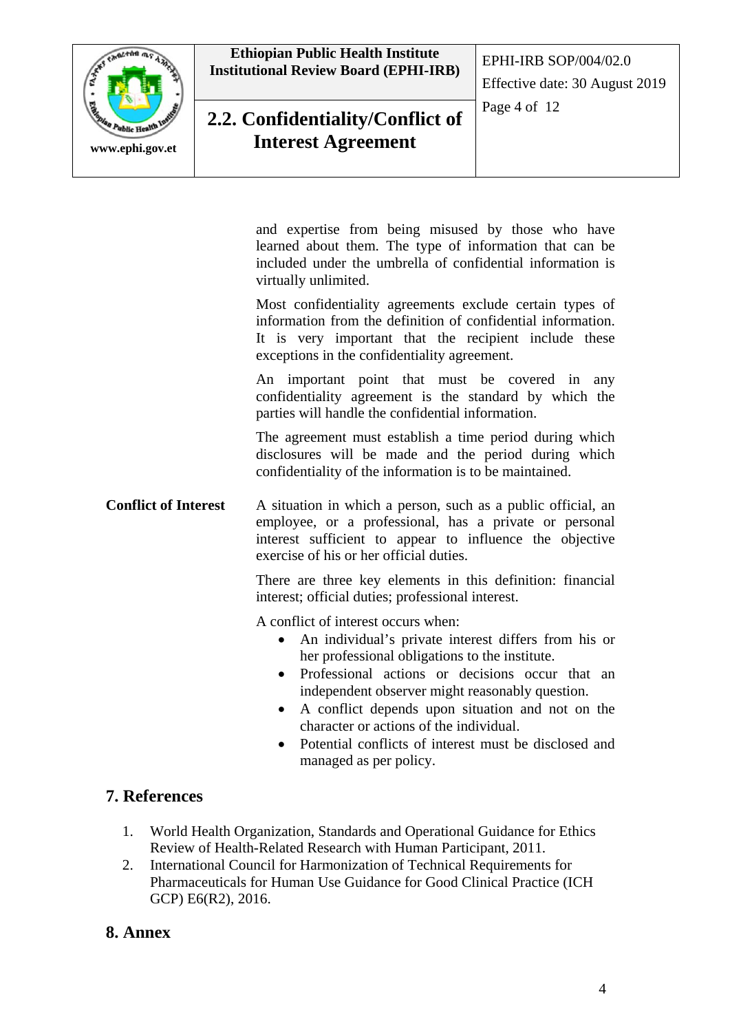and expertise from being misused by those who have learned about them. The type of information that can be included under the umbrella of confidential information is virtually unlimited.

Most confidentiality agreements exclude certain types of information from the definition of confidential information. It is very important that the recipient include these exceptions in the confidentiality agreement.

An important point that must be covered in any confidentiality agreement is the standard by which the parties will handle the confidential information.

The agreement must establish a time period during which disclosures will be made and the period during which confidentiality of the information is to be maintained.

**Conflict of Interest**

A situation in which a person, such as a public official, an employee, or a professional, has a private or personal interest sufficient to appear to influence the objective exercise of his or her official duties.

There are three key elements in this definition: financial interest; official duties; professional interest.

A conflict of interest occurs when:

- An individual's private interest differs from his or her professional obligations to the institute.
- Professional actions or decisions occur that an independent observer might reasonably question.
- A conflict depends upon situation and not on the character or actions of the individual.
- Potential conflicts of interest must be disclosed and managed as per policy.

## 7. References

1. World Health Organization, Standards and Operational Guidance for Ethics Review of Health-Related Research with Human Participant, 2011.
2. International Council for Harmonization of Technical Requirements for Pharmaceuticals for Human Use Guidance for Good Clinical Practice (ICH GCP) E6(R2), 2016.

## 8. Annex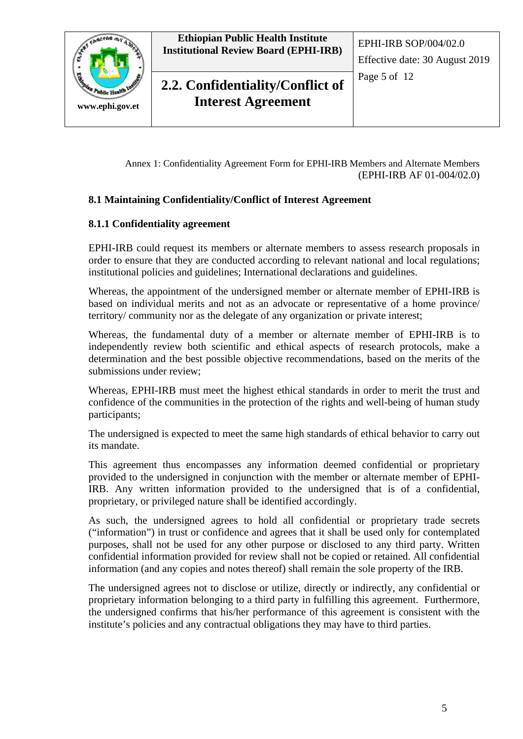Annex 1: Confidentiality Agreement Form for EPHI-IRB Members and Alternate Members (EPHI-IRB AF 01-004/02.0)

## 8.1 Maintaining Confidentiality/Conflict of Interest Agreement

### 8.1.1 Confidentiality agreement

EPHI-IRB could request its members or alternate members to assess research proposals in order to ensure that they are conducted according to relevant national and local regulations; institutional policies and guidelines; International declarations and guidelines.

Whereas, the appointment of the undersigned member or alternate member of EPHI-IRB is based on individual merits and not as an advocate or representative of a home province/ territory/ community nor as the delegate of any organization or private interest;

Whereas, the fundamental duty of a member or alternate member of EPHI-IRB is to independently review both scientific and ethical aspects of research protocols, make a determination and the best possible objective recommendations, based on the merits of the submissions under review;

Whereas, EPHI-IRB must meet the highest ethical standards in order to merit the trust and confidence of the communities in the protection of the rights and well-being of human study participants;

The undersigned is expected to meet the same high standards of ethical behavior to carry out its mandate.

This agreement thus encompasses any information deemed confidential or proprietary provided to the undersigned in conjunction with the member or alternate member of EPHI-IRB. Any written information provided to the undersigned that is of a confidential, proprietary, or privileged nature shall be identified accordingly.

As such, the undersigned agrees to hold all confidential or proprietary trade secrets ("information") in trust or confidence and agrees that it shall be used only for contemplated purposes, shall not be used for any other purpose or disclosed to any third party. Written confidential information provided for review shall not be copied or retained. All confidential information (and any copies and notes thereof) shall remain the sole property of the IRB.

The undersigned agrees not to disclose or utilize, directly or indirectly, any confidential or proprietary information belonging to a third party in fulfilling this agreement. Furthermore, the undersigned confirms that his/her performance of this agreement is consistent with the institute's policies and any contractual obligations they may have to third parties.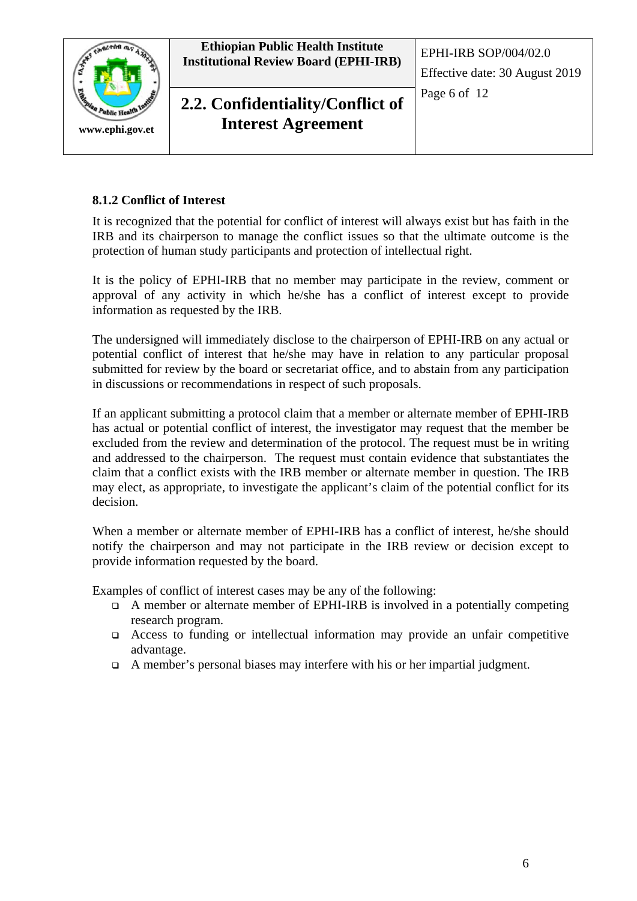### 8.1.2 Conflict of Interest

It is recognized that the potential for conflict of interest will always exist but has faith in the IRB and its chairperson to manage the conflict issues so that the ultimate outcome is the protection of human study participants and protection of intellectual right.

It is the policy of EPHI-IRB that no member may participate in the review, comment or approval of any activity in which he/she has a conflict of interest except to provide information as requested by the IRB.

The undersigned will immediately disclose to the chairperson of EPHI-IRB on any actual or potential conflict of interest that he/she may have in relation to any particular proposal submitted for review by the board or secretariat office, and to abstain from any participation in discussions or recommendations in respect of such proposals.

If an applicant submitting a protocol claim that a member or alternate member of EPHI-IRB has actual or potential conflict of interest, the investigator may request that the member be excluded from the review and determination of the protocol. The request must be in writing and addressed to the chairperson. The request must contain evidence that substantiates the claim that a conflict exists with the IRB member or alternate member in question. The IRB may elect, as appropriate, to investigate the applicant's claim of the potential conflict for its decision.

When a member or alternate member of EPHI-IRB has a conflict of interest, he/she should notify the chairperson and may not participate in the IRB review or decision except to provide information requested by the board.

Examples of conflict of interest cases may be any of the following:

- A member or alternate member of EPHI-IRB is involved in a potentially competing research program.
- Access to funding or intellectual information may provide an unfair competitive advantage.
- A member's personal biases may interfere with his or her impartial judgment.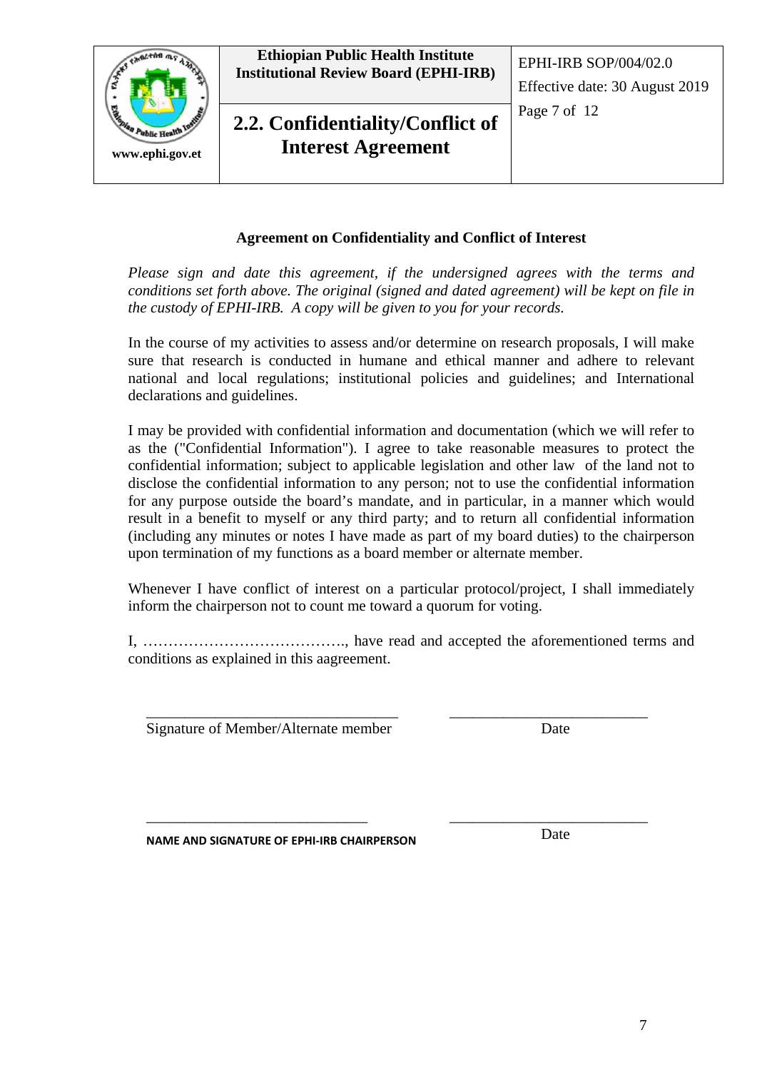## Agreement on Confidentiality and Conflict of Interest

*Please sign and date this agreement, if the undersigned agrees with the terms and conditions set forth above. The original (signed and dated agreement) will be kept on file in the custody of EPHI-IRB. A copy will be given to you for your records.*

In the course of my activities to assess and/or determine on research proposals, I will make sure that research is conducted in humane and ethical manner and adhere to relevant national and local regulations; institutional policies and guidelines; and International declarations and guidelines.

I may be provided with confidential information and documentation (which we will refer to as the ("Confidential Information"). I agree to take reasonable measures to protect the confidential information; subject to applicable legislation and other law of the land not to disclose the confidential information to any person; not to use the confidential information for any purpose outside the board's mandate, and in particular, in a manner which would result in a benefit to myself or any third party; and to return all confidential information (including any minutes or notes I have made as part of my board duties) to the chairperson upon termination of my functions as a board member or alternate member.

Whenever I have conflict of interest on a particular protocol/project, I shall immediately inform the chairperson not to count me toward a quorum for voting.

I, …………………………………., have read and accepted the aforementioned terms and conditions as explained in this aagreement.

_________________________________ ___________________________

Signature of Member/Alternate member Date

_____________________________ ___________________________

**NAME AND SIGNATURE OF EPHI-IRB CHAIRPERSON** Date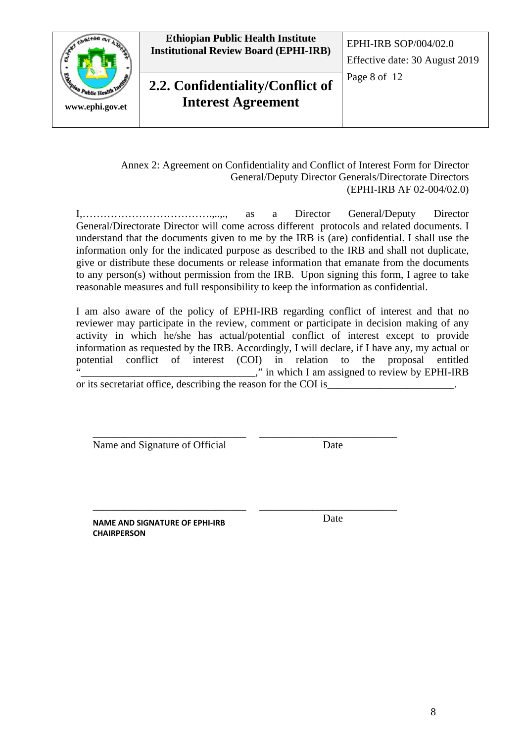Annex 2: Agreement on Confidentiality and Conflict of Interest Form for Director General/Deputy Director Generals/Directorate Directors (EPHI-IRB AF 02-004/02.0)

I,……………………………….,..,., as a Director General/Deputy Director General/Directorate Director will come across different protocols and related documents. I understand that the documents given to me by the IRB is (are) confidential. I shall use the information only for the indicated purpose as described to the IRB and shall not duplicate, give or distribute these documents or release information that emanate from the documents to any person(s) without permission from the IRB. Upon signing this form, I agree to take reasonable measures and full responsibility to keep the information as confidential.

I am also aware of the policy of EPHI-IRB regarding conflict of interest and that no reviewer may participate in the review, comment or participate in decision making of any activity in which he/she has actual/potential conflict of interest except to provide information as requested by the IRB. Accordingly, I will declare, if I have any, my actual or potential conflict of interest (COI) in relation to the proposal entitled "________________________________," in which I am assigned to review by EPHI-IRB or its secretariat office, describing the reason for the COI is_______________________.

| ______________________________ | __________________________ |
|---|---|
| Name and Signature of Official | Date |

| ______________________________ | __________________________ |
|---|---|
| **NAME AND SIGNATURE OF EPHI-IRB CHAIRPERSON** | Date |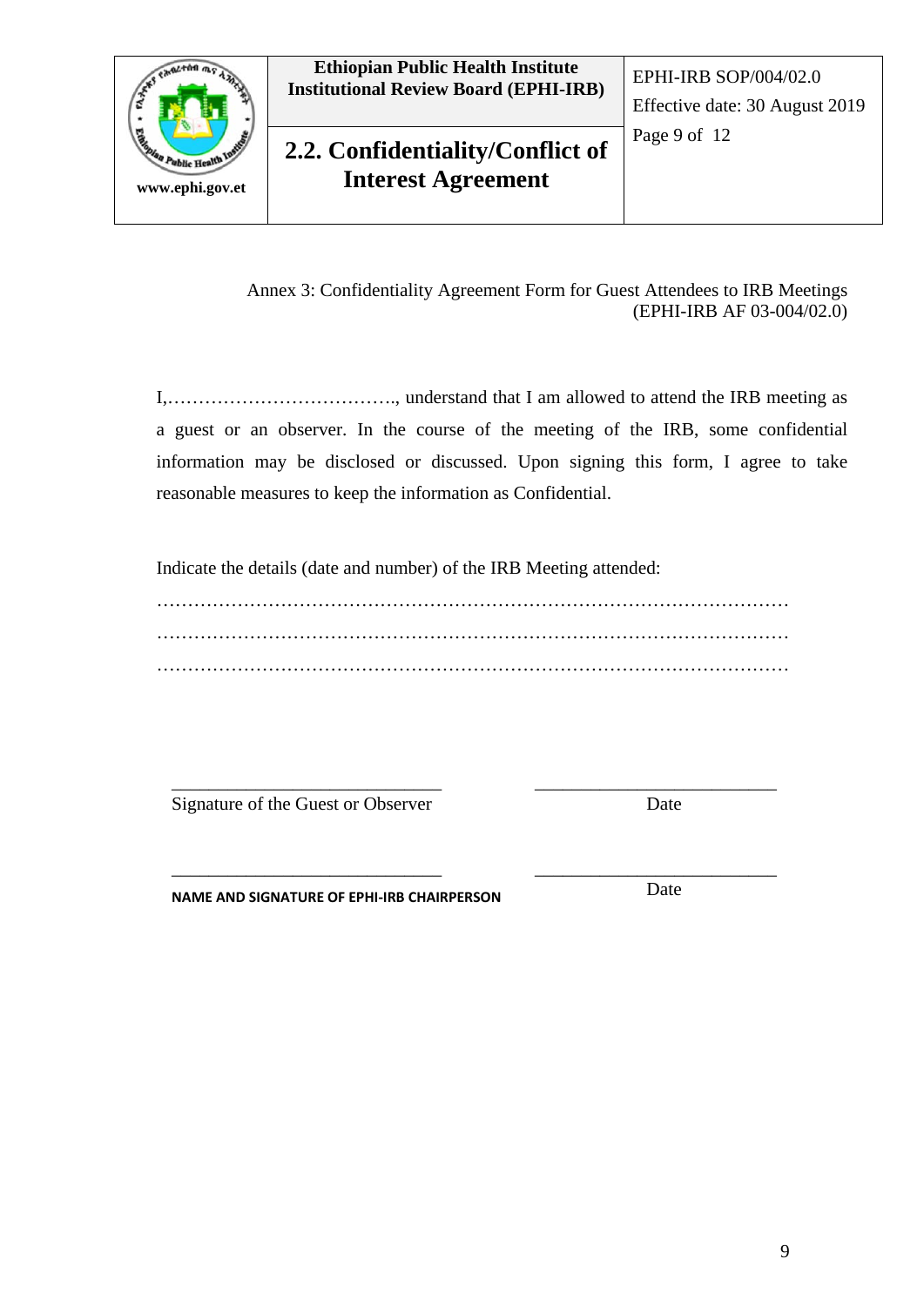Annex 3: Confidentiality Agreement Form for Guest Attendees to IRB Meetings (EPHI-IRB AF 03-004/02.0)

I,……………………………….., understand that I am allowed to attend the IRB meeting as a guest or an observer. In the course of the meeting of the IRB, some confidential information may be disclosed or discussed. Upon signing this form, I agree to take reasonable measures to keep the information as Confidential.

Indicate the details (date and number) of the IRB Meeting attended:

……………………………………………………………………………………………
……………………………………………………………………………………………
……………………………………………………………………………………………

| ______________________________ | __________________________ |
|---|---|
| Signature of the Guest or Observer | Date |
| ______________________________ | __________________________ |
| **NAME AND SIGNATURE OF EPHI-IRB CHAIRPERSON** | Date |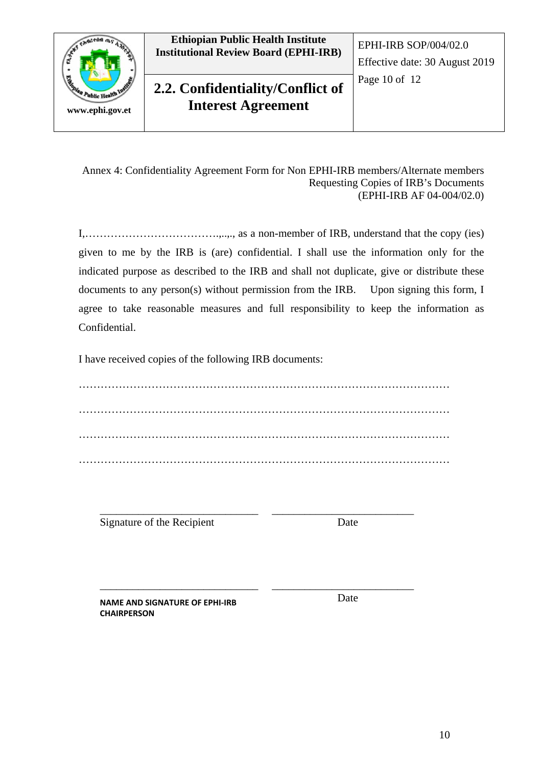Annex 4: Confidentiality Agreement Form for Non EPHI-IRB members/Alternate members Requesting Copies of IRB's Documents (EPHI-IRB AF 04-004/02.0)

I,……………………………….,..,., as a non-member of IRB, understand that the copy (ies) given to me by the IRB is (are) confidential. I shall use the information only for the indicated purpose as described to the IRB and shall not duplicate, give or distribute these documents to any person(s) without permission from the IRB. Upon signing this form, I agree to take reasonable measures and full responsibility to keep the information as Confidential.

I have received copies of the following IRB documents:

…………………………………………………………………………………………

…………………………………………………………………………………………

…………………………………………………………………………………………

…………………………………………………………………………………………

_____________________________ _________________________

Signature of the Recipient Date

_____________________________ _________________________

**NAME AND SIGNATURE OF EPHI-IRB CHAIRPERSON** Date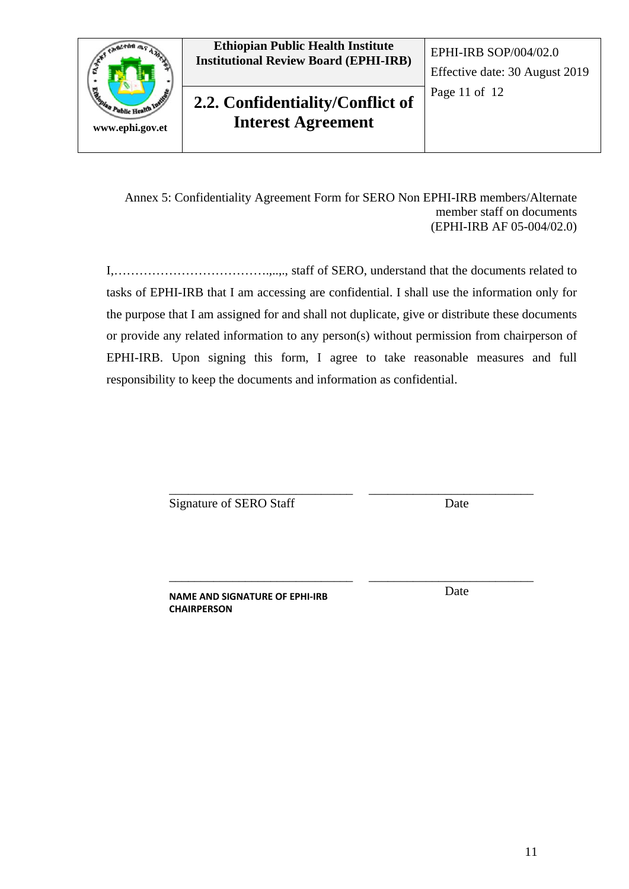Annex 5: Confidentiality Agreement Form for SERO Non EPHI-IRB members/Alternate member staff on documents (EPHI-IRB AF 05-004/02.0)

I,……………………………….,..,., staff of SERO, understand that the documents related to tasks of EPHI-IRB that I am accessing are confidential. I shall use the information only for the purpose that I am assigned for and shall not duplicate, give or distribute these documents or provide any related information to any person(s) without permission from chairperson of EPHI-IRB. Upon signing this form, I agree to take reasonable measures and full responsibility to keep the documents and information as confidential.

______________________________ ___________________________

Signature of SERO Staff Date

______________________________ ___________________________

**NAME AND SIGNATURE OF EPHI-IRB CHAIRPERSON** Date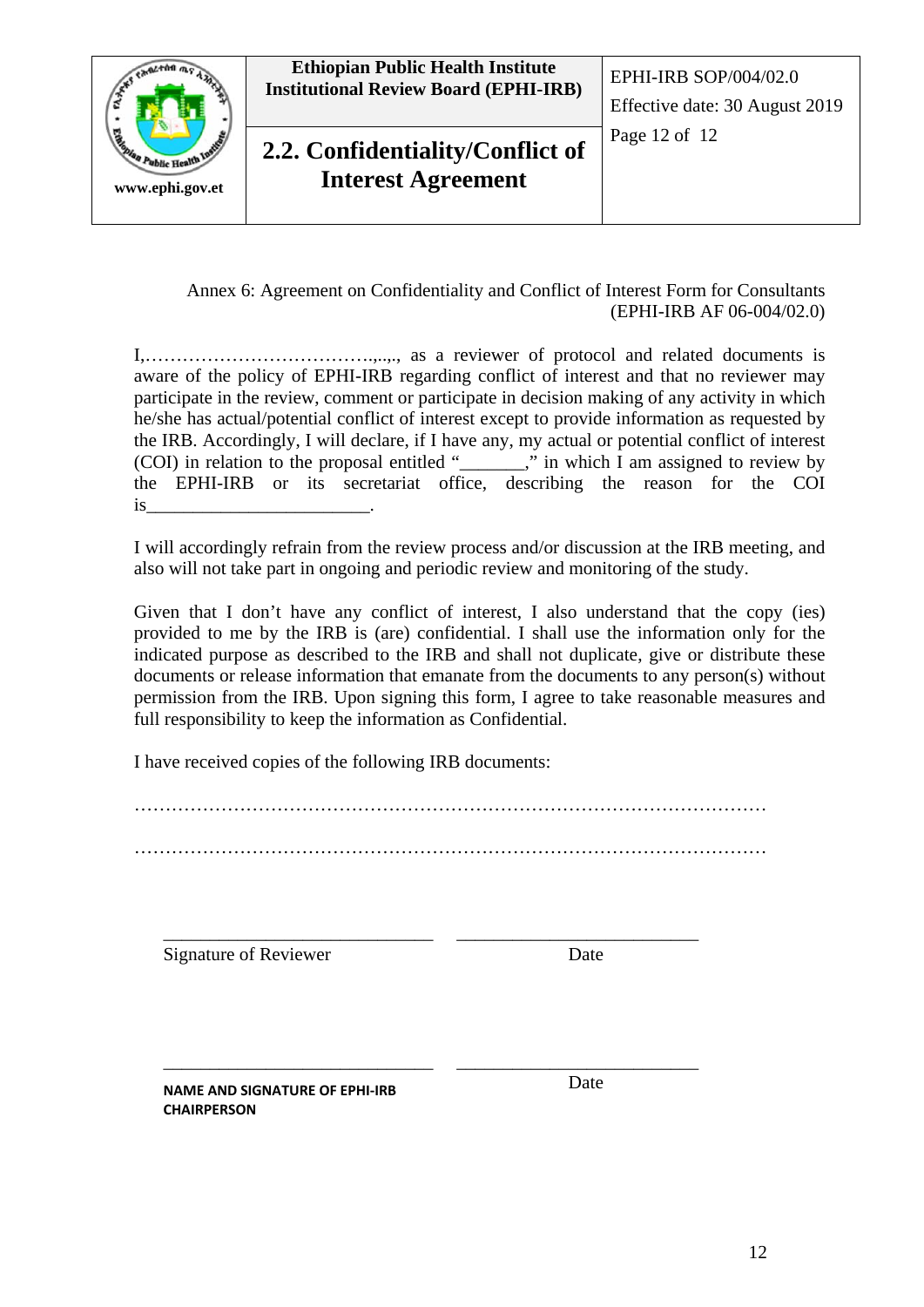Annex 6: Agreement on Confidentiality and Conflict of Interest Form for Consultants (EPHI-IRB AF 06-004/02.0)

I,……………………………….,..,., as a reviewer of protocol and related documents is aware of the policy of EPHI-IRB regarding conflict of interest and that no reviewer may participate in the review, comment or participate in decision making of any activity in which he/she has actual/potential conflict of interest except to provide information as requested by the IRB. Accordingly, I will declare, if I have any, my actual or potential conflict of interest (COI) in relation to the proposal entitled "_______," in which I am assigned to review by the EPHI-IRB or its secretariat office, describing the reason for the COI is________________________.

I will accordingly refrain from the review process and/or discussion at the IRB meeting, and also will not take part in ongoing and periodic review and monitoring of the study.

Given that I don't have any conflict of interest, I also understand that the copy (ies) provided to me by the IRB is (are) confidential. I shall use the information only for the indicated purpose as described to the IRB and shall not duplicate, give or distribute these documents or release information that emanate from the documents to any person(s) without permission from the IRB. Upon signing this form, I agree to take reasonable measures and full responsibility to keep the information as Confidential.

I have received copies of the following IRB documents:

………………………………………………………………………………………

………………………………………………………………………………………

_____________________________ _________________________

Signature of Reviewer Date

_____________________________ _________________________

**NAME AND SIGNATURE OF EPHI-IRB CHAIRPERSON** Date